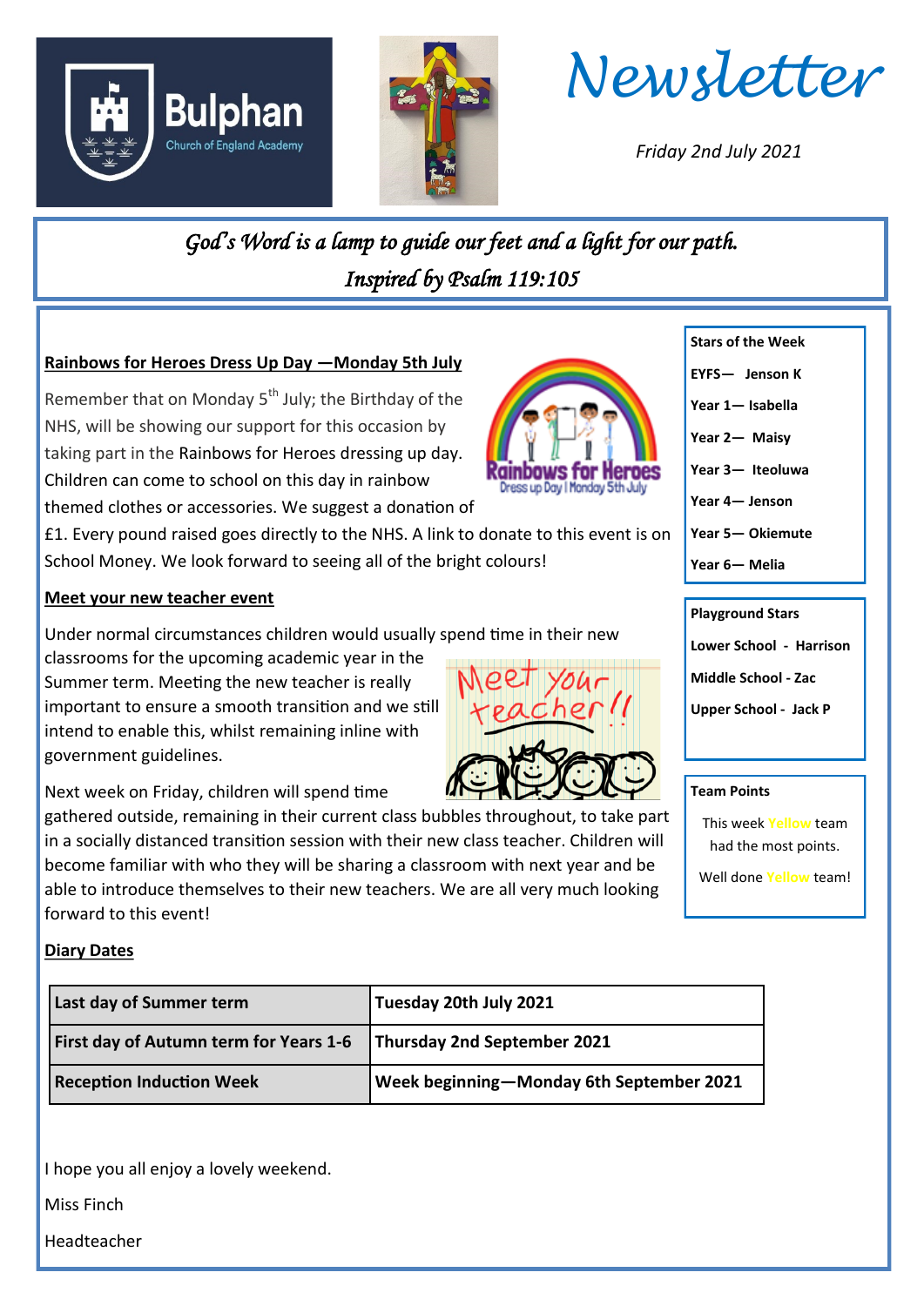Bulphan Church of England Academy

# Newsletter

*Friday 2nd July 2021*

*God's Word is a lamp to guide our feet and a light for our path.*
*Inspired by Psalm 119:105*

## Rainbows for Heroes Dress Up Day —Monday 5th July

Remember that on Monday 5th July; the Birthday of the NHS, will be showing our support for this occasion by taking part in the Rainbows for Heroes dressing up day. Children can come to school on this day in rainbow themed clothes or accessories. We suggest a donation of £1. Every pound raised goes directly to the NHS. A link to donate to this event is on School Money. We look forward to seeing all of the bright colours!

## Meet your new teacher event

Under normal circumstances children would usually spend time in their new classrooms for the upcoming academic year in the Summer term. Meeting the new teacher is really important to ensure a smooth transition and we still intend to enable this, whilst remaining inline with government guidelines.

Next week on Friday, children will spend time gathered outside, remaining in their current class bubbles throughout, to take part in a socially distanced transition session with their new class teacher. Children will become familiar with who they will be sharing a classroom with next year and be able to introduce themselves to their new teachers. We are all very much looking forward to this event!

## Diary Dates

| Last day of Summer term | Tuesday 20th July 2021 |
|---|---|
| First day of Autumn term for Years 1-6 | Thursday 2nd September 2021 |
| Reception Induction Week | Week beginning—Monday 6th September 2021 |

I hope you all enjoy a lovely weekend.

Miss Finch

Headteacher

**Stars of the Week**

- **EYFS— Jenson K**
- **Year 1— Isabella**
- **Year 2— Maisy**
- **Year 3— Iteoluwa**
- **Year 4— Jenson**
- **Year 5— Okiemute**
- **Year 6— Melia**

**Playground Stars**

- **Lower School - Harrison**
- **Middle School - Zac**
- **Upper School - Jack P**

**Team Points**

This week Yellow team had the most points.

Well done Yellow team!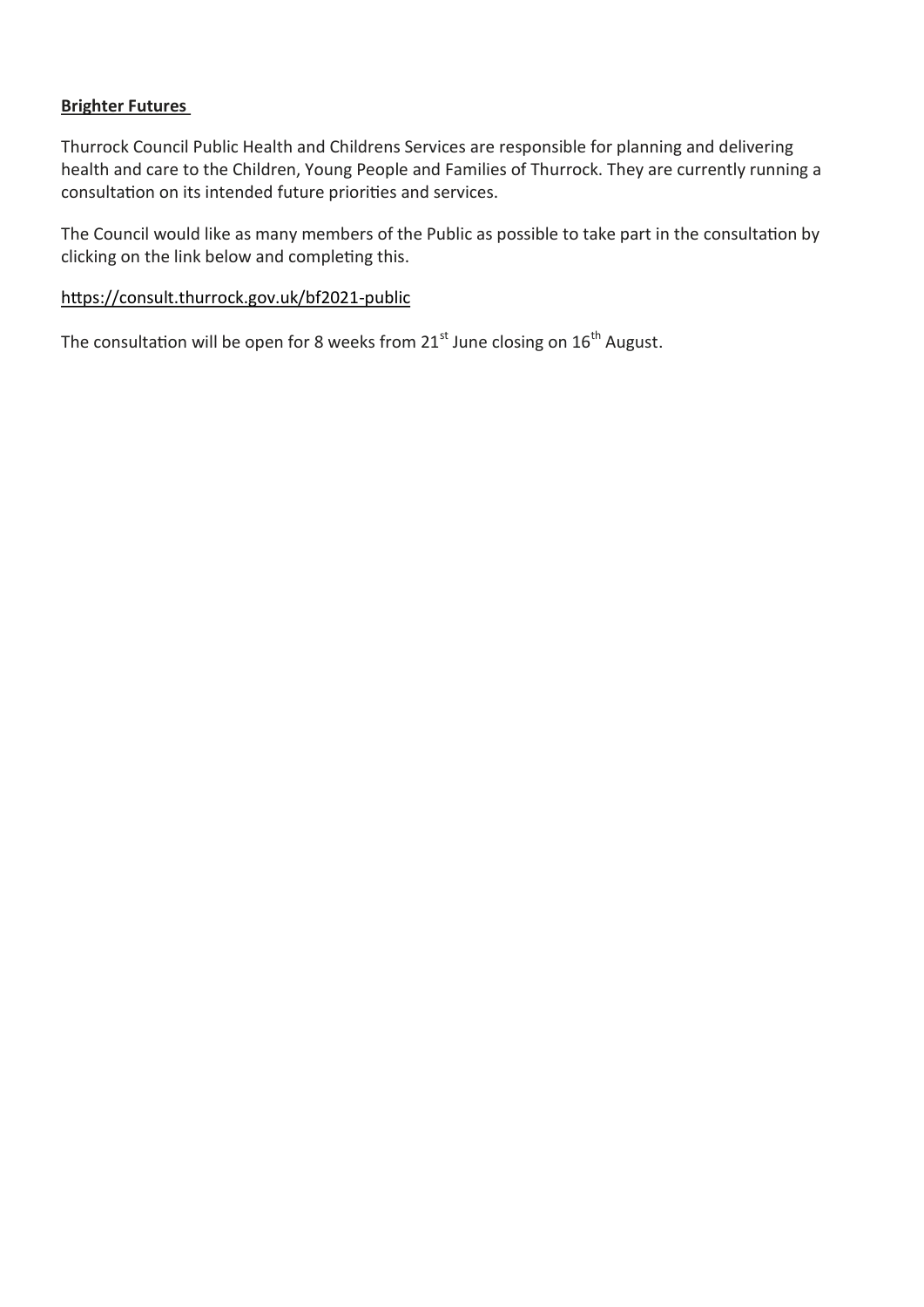**Brighter Futures**

Thurrock Council Public Health and Childrens Services are responsible for planning and delivering health and care to the Children, Young People and Families of Thurrock. They are currently running a consultation on its intended future priorities and services.

The Council would like as many members of the Public as possible to take part in the consultation by clicking on the link below and completing this.

https://consult.thurrock.gov.uk/bf2021-public

The consultation will be open for 8 weeks from 21st June closing on 16th August.